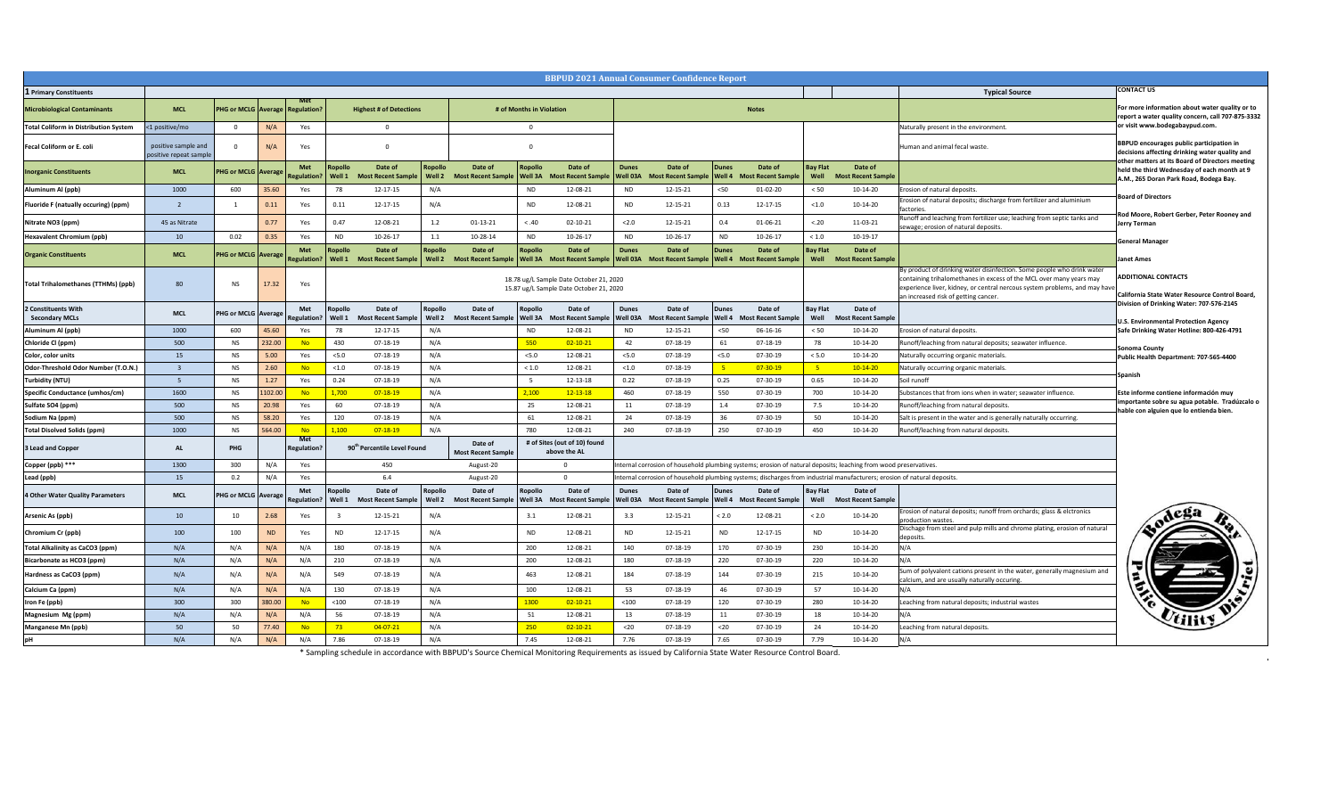# BBPUD 2021 Annual Consumer Confidence Report

| 1 Primary Constituents | | | | | | | | | | | | | | | | | | | Typical Source |
|---|---|---|---|---|---|---|---|---|---|---|---|---|---|---|---|---|---|---|---|
| Microbiological Contaminants | MCL | PHG or MCLG | Average | Met Regulation? | Highest # of Detections | | | | # of Months in Violation | | | | Notes | | | | | | |
| Total Coliform in Distribution System | <1 positive/mo | 0 | N/A | Yes | 0 | | | | 0 | | | | | | | | | | Naturally present in the environment. |
| Fecal Coliform or E. coli | positive sample and positive repeat sample | 0 | N/A | Yes | 0 | | | | 0 | | | | | | | | | | Human and animal fecal waste. |
| Inorganic Constituents | MCL | PHG or MCLG | Average | Met Regulation? | Ropollo Well 1 | Date of Most Recent Sample | Ropollo Well 2 | Date of Most Recent Sample | Ropollo Well 3A | Date of Most Recent Sample | Dunes Well 03A | Date of Most Recent Sample | Dunes Well 4 | Date of Most Recent Sample | Bay Flat Well | Date of Most Recent Sample | | | |
| Aluminum Al (ppb) | 1000 | 600 | 35.60 | Yes | 78 | 12-17-15 | N/A | | ND | 12-08-21 | ND | 12-15-21 | <50 | 01-02-20 | < 50 | 10-14-20 | | | Erosion of natural deposits. |
| Fluoride F (natually occuring) (ppm) | 2 | 1 | 0.11 | Yes | 0.11 | 12-17-15 | N/A | | ND | 12-08-21 | ND | 12-15-21 | 0.13 | 12-17-15 | <1.0 | 10-14-20 | | | Erosion of natural deposits; discharge from fertilizer and aluminium factories. |
| Nitrate NO3 (ppm) | 45 as Nitrate | | 0.77 | Yes | 0.47 | 12-08-21 | 1.2 | 01-13-21 | < .40 | 02-10-21 | <2.0 | 12-15-21 | 0.4 | 01-06-21 | <.20 | 11-03-21 | | | Runoff and leaching from fertilizer use; leaching from septic tanks and sewage; erosion of natural deposits. |
| Hexavalent Chromium (ppb) | 10 | 0.02 | 0.35 | Yes | ND | 10-26-17 | 1.1 | 10-28-14 | ND | 10-26-17 | ND | 10-26-17 | ND | 10-26-17 | < 1.0 | 10-19-17 | | | |
| Organic Constituents | MCL | PHG or MCLG | Average | Met Regulation? | Ropollo Well 1 | Date of Most Recent Sample | Ropollo Well 2 | Date of Most Recent Sample | Ropollo Well 3A | Date of Most Recent Sample | Dunes Well 03A | Date of Most Recent Sample | Dunes Well 4 | Date of Most Recent Sample | Bay Flat Well | Date of Most Recent Sample | | | |
| Total Trihalomethanes (TTHMs) (ppb) | 80 | NS | 17.32 | Yes | 18.78 ug/L Sample Date October 21, 2020; 15.87 ug/L Sample Date October 21, 2020 | | | | | | | | | | | | | | By product of drinking water disinfection. Some people who drink water containing trihalomethanes in excess of the MCL over many years may experience liver, kidney, or central nercous system problems, and may have an increased risk of getting cancer. |
| 2 Constituents With Secondary MCLs | MCL | PHG or MCLG | Average | Met Regulation? | Ropollo Well 1 | Date of Most Recent Sample | Ropollo Well 2 | Date of Most Recent Sample | Ropollo Well 3A | Date of Most Recent Sample | Dunes Well 03A | Date of Most Recent Sample | Dunes Well 4 | Date of Most Recent Sample | Bay Flat Well | Date of Most Recent Sample | | | |
| Aluminum Al (ppb) | 1000 | 600 | 45.60 | Yes | 78 | 12-17-15 | N/A | | ND | 12-08-21 | ND | 12-15-21 | <50 | 06-16-16 | < 50 | 10-14-20 | | | Erosion of natural deposits. |
| Chloride Cl (ppm) | 500 | NS | 232.00 | No | 430 | 07-18-19 | N/A | | 550 | 02-10-21 | 42 | 07-18-19 | 61 | 07-18-19 | 78 | 10-14-20 | | | Runoff/leaching from natural deposits; seawater influence. |
| Color, color units | 15 | NS | 5.00 | Yes | <5.0 | 07-18-19 | N/A | | <5.0 | 12-08-21 | <5.0 | 07-18-19 | <5.0 | 07-30-19 | < 5.0 | 10-14-20 | | | Naturally occurring organic materials. |
| Odor-Threshold Odor Number (T.O.N.) | 3 | NS | 2.60 | No | <1.0 | 07-18-19 | N/A | | < 1.0 | 12-08-21 | <1.0 | 07-18-19 | 5 | 07-30-19 | 5 | 10-14-20 | | | Naturally occurring organic materials. |
| Turbidity (NTU) | 5 | NS | 1.27 | Yes | 0.24 | 07-18-19 | N/A | | 5 | 12-13-18 | 0.22 | 07-18-19 | 0.25 | 07-30-19 | 0.65 | 10-14-20 | | | Soil runoff |
| Specific Conductance (umhos/cm) | 1600 | NS | 1102.00 | No | 1,700 | 07-18-19 | N/A | | 2,100 | 12-13-18 | 460 | 07-18-19 | 550 | 07-30-19 | 700 | 10-14-20 | | | Substances that from ions when in water; seawater influence. |
| Sulfate SO4 (ppm) | 500 | NS | 20.98 | Yes | 60 | 07-18-19 | N/A | | 25 | 12-08-21 | 11 | 07-18-19 | 1.4 | 07-30-19 | 7.5 | 10-14-20 | | | Runoff/leaching from natural deposits. |
| Sodium Na (ppm) | 500 | NS | 58.20 | Yes | 120 | 07-18-19 | N/A | | 61 | 12-08-21 | 24 | 07-18-19 | 36 | 07-30-19 | 50 | 10-14-20 | | | Salt is present in the water and is generally naturally occurring. |
| Total Dissolved Solids (ppm) | 1000 | NS | 564.00 | No | 1,100 | 07-18-19 | N/A | | 780 | 12-08-21 | 240 | 07-18-19 | 250 | 07-30-19 | 450 | 10-14-20 | | | Runoff/leaching from natural deposits. |
| 3 Lead and Copper | AL | PHG | | Met Regulation? | 90th Percentile Level Found | | | Date of Most Recent Sample | # of Sites (out of 10) found above the AL | | | | | | | | | | |
| Copper (ppb) *** | 1300 | 300 | N/A | Yes | 450 | | | August-20 | 0 | | Internal corrosion of household plumbing systems; erosion of natural deposits; leaching from wood preservatives. | | | | | | | | |
| Lead (ppb) | 15 | 0.2 | N/A | Yes | 6.4 | | | August-20 | 0 | | Internal corrosion of household plumbing systems; discharges from industrial manufacturers; erosion of natural deposits. | | | | | | | | |
| 4 Other Water Quality Parameters | MCL | PHG or MCLG | Average | Met Regulation? | Ropollo Well 1 | Date of Most Recent Sample | Ropollo Well 2 | Date of Most Recent Sample | Ropollo Well 3A | Date of Most Recent Sample | Dunes Well 03A | Date of Most Recent Sample | Dunes Well 4 | Date of Most Recent Sample | Bay Flat Well | Date of Most Recent Sample | | | |
| Arsenic As (ppb) | 10 | 10 | 2.68 | Yes | 3 | 12-15-21 | N/A | | 3.1 | 12-08-21 | 3.3 | 12-15-21 | < 2.0 | 12-08-21 | < 2.0 | 10-14-20 | | | Erosion of natural deposits; runoff from orchards; glass & elctronics production wastes. |
| Chromium Cr (ppb) | 100 | 100 | ND | Yes | ND | 12-17-15 | N/A | | ND | 12-08-21 | ND | 12-15-21 | ND | 12-17-15 | ND | 10-14-20 | | | Dischage from steel and pulp mills and chrome plating, erosion of natural deposits. |
| Total Alkalinity as CaCO3 (ppm) | N/A | N/A | N/A | N/A | 180 | 07-18-19 | N/A | | 200 | 12-08-21 | 140 | 07-18-19 | 170 | 07-30-19 | 230 | 10-14-20 | | | N/A |
| Bicarbonate as HCO3 (ppm) | N/A | N/A | N/A | N/A | 210 | 07-18-19 | N/A | | 200 | 12-08-21 | 180 | 07-18-19 | 220 | 07-30-19 | 220 | 10-14-20 | | | N/A |
| Hardness as CaCO3 (ppm) | N/A | N/A | N/A | N/A | 549 | 07-18-19 | N/A | | 463 | 12-08-21 | 184 | 07-18-19 | 144 | 07-30-19 | 215 | 10-14-20 | | | Sum of polyvalent cations present in the water, generally magnesium and calcium, and are usually naturally occuring. |
| Calcium Ca (ppm) | N/A | N/A | N/A | N/A | 130 | 07-18-19 | N/A | | 100 | 12-08-21 | 53 | 07-18-19 | 46 | 07-30-19 | 57 | 10-14-20 | | | N/A |
| Iron Fe (ppb) | 300 | 300 | 380.00 | No | <100 | 07-18-19 | N/A | | 1300 | 02-10-21 | <100 | 07-18-19 | 120 | 07-30-19 | 280 | 10-14-20 | | | Leaching from natural deposits; industrial wastes |
| Magnesium Mg (ppm) | N/A | N/A | N/A | N/A | 56 | 07-18-19 | N/A | | 51 | 12-08-21 | 13 | 07-18-19 | 11 | 07-30-19 | 18 | 10-14-20 | | | N/A |
| Manganese Mn (ppb) | 50 | 50 | 77.40 | No | 73 | 04-07-21 | N/A | | 250 | 02-10-21 | <20 | 07-18-19 | <20 | 07-30-19 | 24 | 10-14-20 | | | Leaching from natural deposits. |
| pH | N/A | N/A | N/A | N/A | 7.86 | 07-18-19 | N/A | | 7.45 | 12-08-21 | 7.76 | 07-18-19 | 7.65 | 07-30-19 | 7.79 | 10-14-20 | | | N/A |

\* Sampling schedule in accordance with BBPUD's Source Chemical Monitoring Requirements as issued by California State Water Resource Control Board.

**CONTACT US**

For more information about water quality or to report a water quality concern, call 707-875-3332 or visit www.bodegabaypud.com.

BBPUD encourages public participation in decisions affecting drinking water quality and other matters at its Board of Directors meeting held the third Wednesday of each month at 9 A.M., 265 Doran Park Road, Bodega Bay.

**Board of Directors**

Rod Moore, Robert Gerber, Peter Rooney and Jerry Terman

**General Manager**

Janet Ames

**ADDITIONAL CONTACTS**

California State Water Resource Control Board, Division of Drinking Water: 707-576-2145

U.S. Environmental Protection Agency Safe Drinking Water Hotline: 800-426-4791

Sonoma County Public Health Department: 707-565-4400

**Spanish**

Este informe contiene información muy importante sobre su agua potable. Tradúzcalo o hable con alguien que lo entienda bien.

Bodega Bay Public Utility District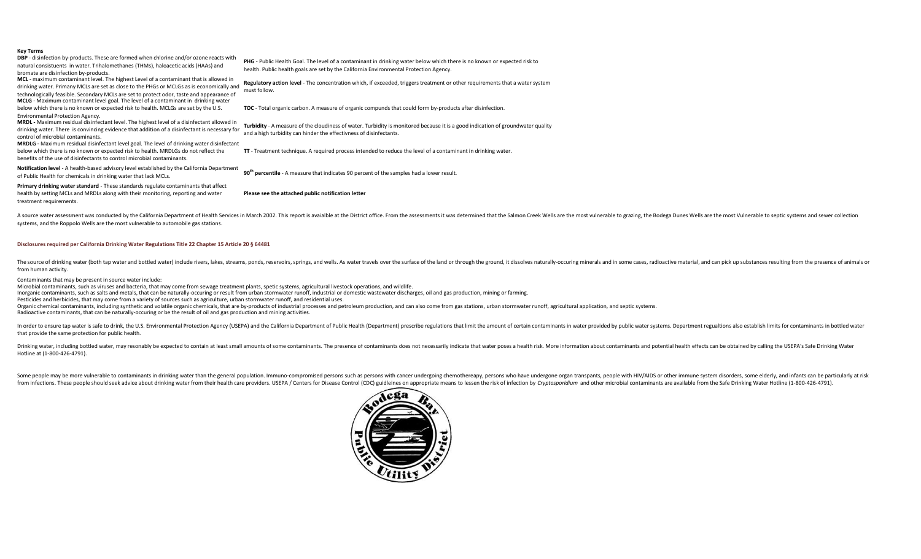**Key Terms**

**DBP** - disinfection by-products. These are formed when chlorine and/or ozone reacts with natural consistuents in water. Trihalomethanes (THMs), haloacetic acids (HAAs) and bromate are disinfection by-products.

**MCL** - maximum contaminant level. The highest Level of a contaminant that is allowed in drinking water. Primany MCLs are set as close to the PHGs or MCLGs as is economically and technologically feasible. Secondary MCLs are set to protect odor, taste and appearance of

**MCLG** - Maximum contaminant level goal. The level of a contaminant in drinking water below which there is no known or expected risk to health. MCLGs are set by the U.S. Environmental Protection Agency.

**MRDL** - Maximum residual disinfectant level. The highest level of a disinfectant allowed in drinking water. There is convincing evidence that addition of a disinfectant is necessary for control of microbial contaminants.

**MRDLG** - Maximum residual disinfectant level goal. The level of drinking water disinfectant below which there is no known or expected risk to health. MRDLGs do not reflect the benefits of the use of disinfectants to control microbial contaminants.

**Notification level** - A health-based advisory level established by the California Department of Public Health for chemicals in drinking water that lack MCLs.

**Primary drinking water standard** - These standards regulate contaminants that affect health by setting MCLs and MRDLs along with their monitoring, reporting and water treatment requirements.

**PHG** - Public Health Goal. The level of a contaminant in drinking water below which there is no known or expected risk to health. Public health goals are set by the California Environmental Protection Agency.

**Regulatory action level** - The concentration which, if exceeded, triggers treatment or other requirements that a water system must follow.

**TOC** - Total organic carbon. A measure of organic compunds that could form by-products after disinfection.

**Turbidity** - A measure of the cloudiness of water. Turbidity is monitored because it is a good indication of groundwater quality and a high turbidity can hinder the effectivness of disinfectants.

**TT** - Treatment technique. A required process intended to reduce the level of a contaminant in drinking water.

**90th percentile** - A measure that indicates 90 percent of the samples had a lower result.

**Please see the attached public notification letter**

A source water assessment was conducted by the California Department of Health Services in March 2002. This report is avaialble at the District office. From the assessments it was determined that the Salmon Creek Wells are the most vulnerable to grazing, the Bodega Dunes Wells are the most Vulnerable to septic systems and sewer collection systems, and the Roppolo Wells are the most vulnerable to automobile gas stations.

**Disclosures required per California Drinking Water Regulations Title 22 Chapter 15 Article 20 § 64481**

The source of drinking water (both tap water and bottled water) include rivers, lakes, streams, ponds, reservoirs, springs, and wells. As water travels over the surface of the land or through the ground, it dissolves naturally-occuring minerals and in some cases, radioactive material, and can pick up substances resulting from the presence of animals or from human activity.

Contaminants that may be present in source water include:
Microbial contaminants, such as viruses and bacteria, that may come from sewage treatment plants, spetic systems, agricultural livestock operations, and wildlife.
Inorganic contaminants, such as salts and metals, that can be naturally-occuring or result from urban stormwater runoff, industrial or domestic wastewater discharges, oil and gas production, mining or farming.
Pesticides and herbicides, that may come from a variety of sources such as agriculture, urban stormwater runoff, and residential uses.
Organic chemical contaminants, including synthetic and volatile organic chemicals, that are by-products of industrial processes and petroleum production, and can also come from gas stations, urban stormwater runoff, agricultural application, and septic systems.
Radioactive contaminants, that can be naturally-occuring or be the result of oil and gas production and mining activities.

In order to ensure tap water is safe to drink, the U.S. Environmental Protection Agency (USEPA) and the California Department of Public Health (Department) prescribe regulations that limit the amount of certain contaminants in water provided by public water systems. Department regualtions also establish limits for contaminants in bottled water that provide the same protection for public health.

Drinking water, including bottled water, may resonably be expected to contain at least small amounts of some contaminants. The presence of contaminants does not necessarily indicate that water poses a health risk. More information about contaminants and potential health effects can be obtained by calling the USEPA's Safe Drinking Water Hotline at (1-800-426-4791).

Some people may be more vulnerable to contaminants in drinking water than the general population. Immuno-compromised persons such as persons with cancer undergoing chemothereapy, persons who have undergone organ transpants, people with HIV/AIDS or other immune system disorders, some elderly, and infants can be particularly at risk from infections. These people should seek advice about drinking water from their health care providers. USEPA / Centers for Disease Control (CDC) guidleines on appropriate means to lessen the risk of infection by *Cryptosporidium* and other microbial contaminants are available from the Safe Drinking Water Hotline (1-800-426-4791).

Bodega Bay Public Utility District